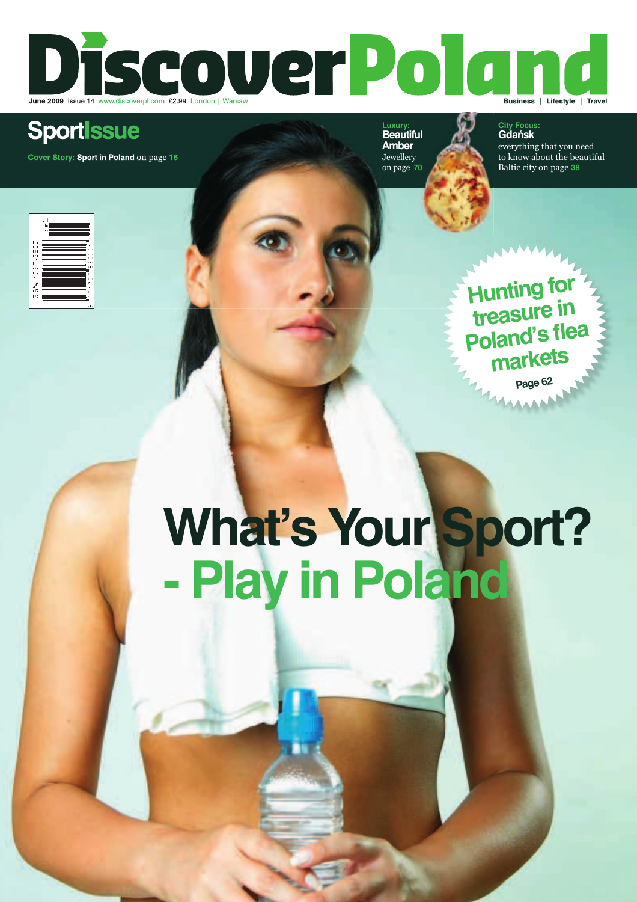# Discover Poland

June 2009 Issue 14 www.discoverpl.com £2.99 London | Warsaw

Business | Lifestyle | Travel

## Sport Issue

**Cover Story:** **Sport in Poland** on page 16

**Luxury:**
**Beautiful Amber**
Jewellery on page 70

**City Focus:**
**Gdańsk**
everything that you need to know about the beautiful Baltic city on page 38

**Hunting for treasure in Poland's flea markets**
Page 62

# What's Your Sport? - Play in Poland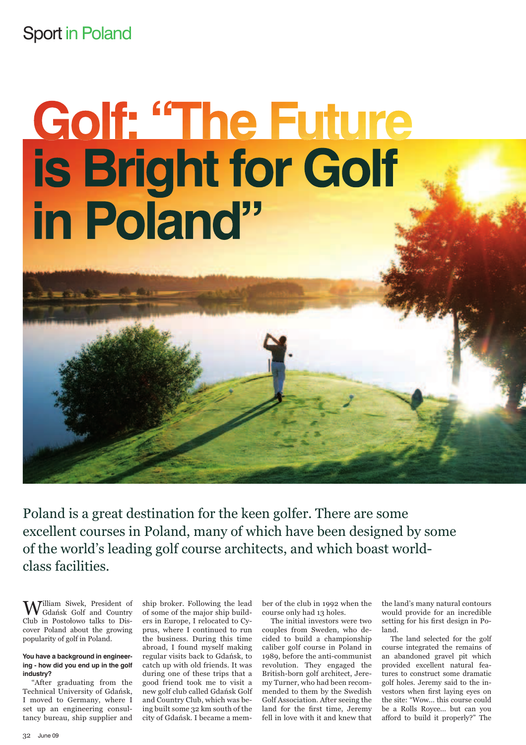# Golf: "The Future is Bright for Golf in Poland"

Poland is a great destination for the keen golfer. There are some excellent courses in Poland, many of which have been designed by some of the world's leading golf course architects, and which boast world-class facilities.

William Siwek, President of Gdańsk Golf and Country Club in Postołowo talks to Discover Poland about the growing popularity of golf in Poland.

**You have a background in engineering - how did you end up in the golf industry?**

"After graduating from the Technical University of Gdańsk, I moved to Germany, where I set up an engineering consultancy bureau, ship supplier and ship broker. Following the lead of some of the major ship builders in Europe, I relocated to Cyprus, where I continued to run the business. During this time abroad, I found myself making regular visits back to Gdańsk, to catch up with old friends. It was during one of these trips that a good friend took me to visit a new golf club called Gdańsk Golf and Country Club, which was being built some 32 km south of the city of Gdańsk. I became a member of the club in 1992 when the course only had 13 holes.

The initial investors were two couples from Sweden, who decided to build a championship caliber golf course in Poland in 1989, before the anti-communist revolution. They engaged the British-born golf architect, Jeremy Turner, who had been recommended to them by the Swedish Golf Association. After seeing the land for the first time, Jeremy fell in love with it and knew that the land's many natural contours would provide for an incredible setting for his first design in Poland.

The land selected for the golf course integrated the remains of an abandoned gravel pit which provided excellent natural features to construct some dramatic golf holes. Jeremy said to the investors when first laying eyes on the site: "Wow... this course could be a Rolls Royce... but can you afford to build it properly?" The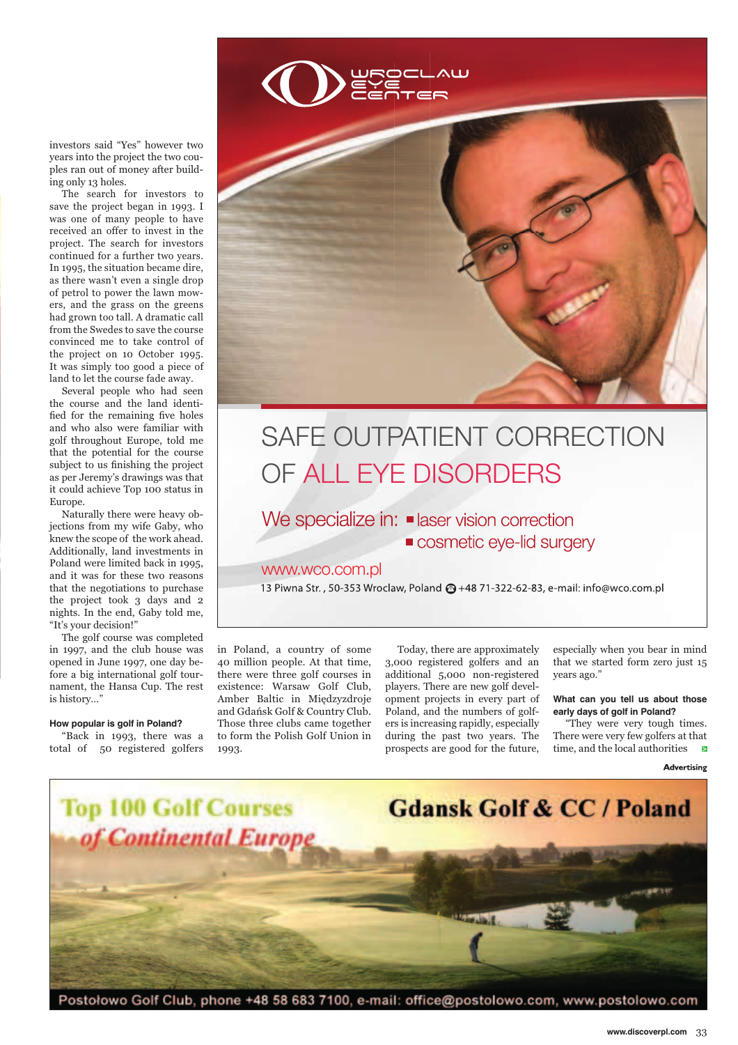investors said "Yes" however two years into the project the two couples ran out of money after building only 13 holes.

The search for investors to save the project began in 1993. I was one of many people to have received an offer to invest in the project. The search for investors continued for a further two years. In 1995, the situation became dire, as there wasn't even a single drop of petrol to power the lawn mowers, and the grass on the greens had grown too tall. A dramatic call from the Swedes to save the course convinced me to take control of the project on 10 October 1995. It was simply too good a piece of land to let the course fade away.

Several people who had seen the course and the land identified for the remaining five holes and who also were familiar with golf throughout Europe, told me that the potential for the course subject to us finishing the project as per Jeremy's drawings was that it could achieve Top 100 status in Europe.

Naturally there were heavy objections from my wife Gaby, who knew the scope of the work ahead. Additionally, land investments in Poland were limited back in 1995, and it was for these two reasons that the negotiations to purchase the project took 3 days and 2 nights. In the end, Gaby told me, "It's your decision!"

The golf course was completed in 1997, and the club house was opened in June 1997, one day before a big international golf tournament, the Hansa Cup. The rest is history..."

**How popular is golf in Poland?**

"Back in 1993, there was a total of 50 registered golfers in Poland, a country of some 40 million people. At that time, there were three golf courses in existence: Warsaw Golf Club, Amber Baltic in Międzyzdroje and Gdańsk Golf & Country Club. Those three clubs came together to form the Polish Golf Union in 1993.

Today, there are approximately 3,000 registered golfers and an additional 5,000 non-registered players. There are new golf development projects in every part of Poland, and the numbers of golfers is increasing rapidly, especially during the past two years. The prospects are good for the future, especially when you bear in mind that we started form zero just 15 years ago."

**What can you tell us about those early days of golf in Poland?**

"They were very tough times. There were very few golfers at that time, and the local authorities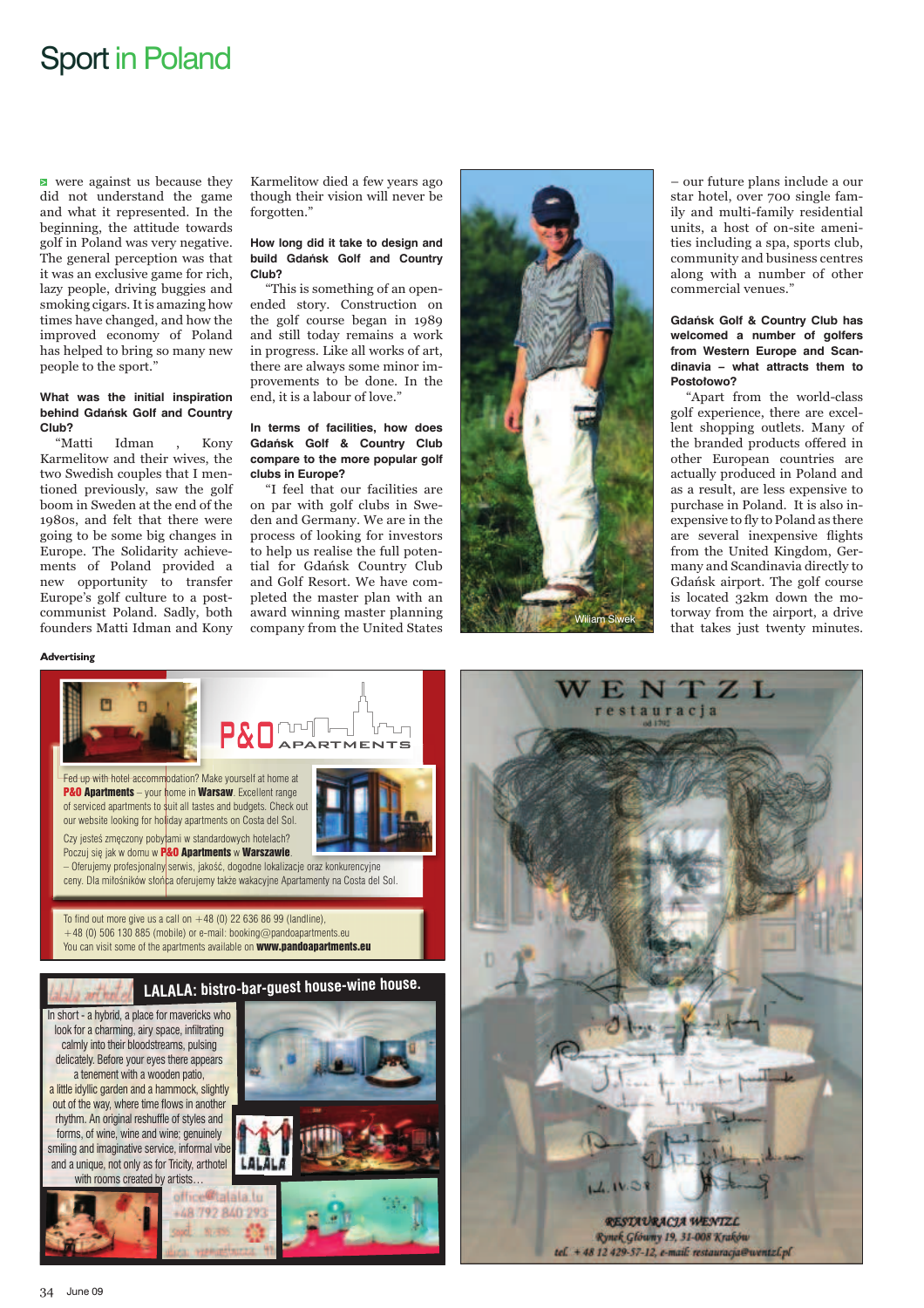were against us because they did not understand the game and what it represented. In the beginning, the attitude towards golf in Poland was very negative. The general perception was that it was an exclusive game for rich, lazy people, driving buggies and smoking cigars. It is amazing how times have changed, and how the improved economy of Poland has helped to bring so many new people to the sport."

**What was the initial inspiration behind Gdańsk Golf and Country Club?**

"Matti Idman , Kony Karmelitow and their wives, the two Swedish couples that I mentioned previously, saw the golf boom in Sweden at the end of the 1980s, and felt that there were going to be some big changes in Europe. The Solidarity achievements of Poland provided a new opportunity to transfer Europe's golf culture to a post-communist Poland. Sadly, both founders Matti Idman and Kony Karmelitow died a few years ago though their vision will never be forgotten."

**How long did it take to design and build Gdańsk Golf and Country Club?**

"This is something of an open-ended story. Construction on the golf course began in 1989 and still today remains a work in progress. Like all works of art, there are always some minor improvements to be done. In the end, it is a labour of love."

**In terms of facilities, how does Gdańsk Golf & Country Club compare to the more popular golf clubs in Europe?**

"I feel that our facilities are on par with golf clubs in Sweden and Germany. We are in the process of looking for investors to help us realise the full potential for Gdańsk Country Club and Golf Resort. We have completed the master plan with an award winning master planning company from the United States – our future plans include a our star hotel, over 700 single family and multi-family residential units, a host of on-site amenities including a spa, sports club, community and business centres along with a number of other commercial venues."

Wiliam Siwek

**Gdańsk Golf & Country Club has welcomed a number of golfers from Western Europe and Scandinavia – what attracts them to Postołowo?**

"Apart from the world-class golf experience, there are excellent shopping outlets. Many of the branded products offered in the other European countries are actually produced in Poland and as a result, are less expensive to purchase in Poland. It is also inexpensive to fly to Poland as there are several inexpensive flights from the United Kingdom, Germany and Scandinavia directly to Gdańsk airport. The golf course is located 32km down the motorway from the airport, a drive that takes just twenty minutes.

**Advertising**

**P&O APARTMENTS**

Fed up with hotel accommodation? Make yourself at home at **P&O Apartments** – your home in **Warsaw**. Excellent range of serviced apartments to suit all tastes and budgets. Check out our website looking for holiday apartments on Costa del Sol.

Czy jesteś zmęczony pobytami w standardowych hotelach? Poczuj się jak w domu w **P&O Apartments** w **Warszawie**. – Oferujemy profesjonalny serwis, jakość, dogodne lokalizacje oraz konkurencyjne ceny. Dla miłośników słońca oferujemy także wakacyjne Apartamenty na Costa del Sol.

To find out more give us a call on +48 (0) 22 636 86 99 (landline), +48 (0) 506 130 885 (mobile) or e-mail: booking@pandoapartments.eu
You can visit some of the apartments available on **www.pandoapartments.eu**

**LALALA: bistro-bar-guest house-wine house.**

In short - a hybrid, a place for mavericks who look for a charming, airy space, infiltrating calmly into their bloodstreams, pulsing delicately. Before your eyes there appears a tenement with a wooden patio, a little idyllic garden and a hammock, slightly out of the way, where time flows in another rhythm. An original reshuffle of styles and forms, of wine, wine and wine; genuinely smiling and imaginative service, informal vibe and a unique, not only as for Tricity, arthotel with rooms created by artists…

office@lalala.tu
+48 792 840 293

**WENTZL restauracja**

RESTAURACJA WENTZL
Rynek Główny 19, 31-008 Kraków
tel. +48 12 429-57-12, e-mail: restauracja@wentzl.pl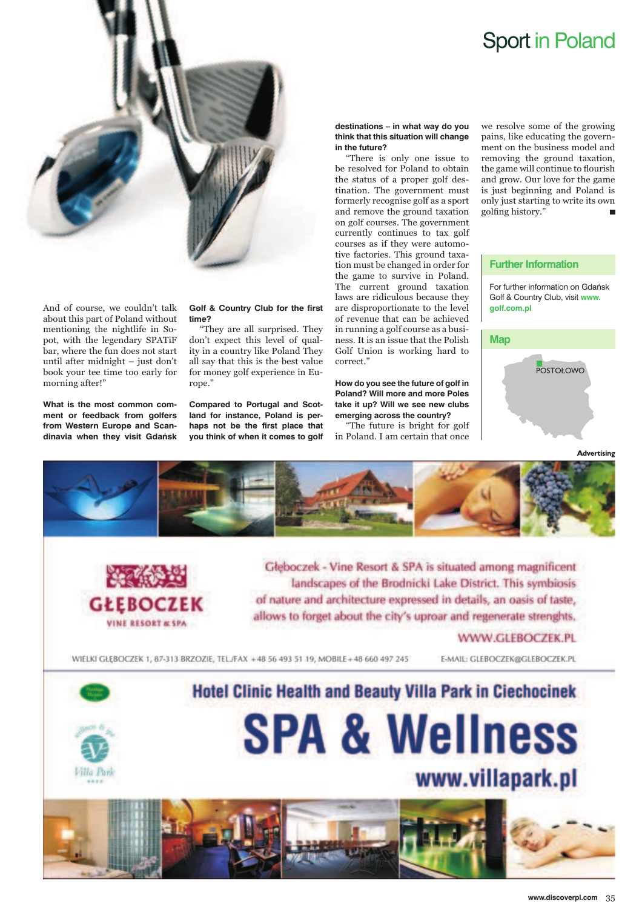# Sport in Poland

And of course, we couldn't talk about this part of Poland without mentioning the nightlife in Sopot, with the legendary SPATiF bar, where the fun does not start until after midnight – just don't book your tee time too early for morning after!"

**What is the most common comment or feedback from golfers from Western Europe and Scandinavia when they visit Gdańsk Golf & Country Club for the first time?**

"They are all surprised. They don't expect this level of quality in a country like Poland They all say that this is the best value for money golf experience in Europe."

**Compared to Portugal and Scotland for instance, Poland is perhaps not be the first place that you think of when it comes to golf destinations – in what way do you think that this situation will change in the future?**

"There is only one issue to be resolved for Poland to obtain the status of a proper golf destination. The government must formerly recognise golf as a sport and remove the ground taxation on golf courses. The government currently continues to tax golf courses as if they were automotive factories. This ground taxation must be changed in order for the game to survive in Poland. The current ground taxation laws are ridiculous because they are disproportionate to the level of revenue that can be achieved in running a golf course as a business. It is an issue that the Polish Golf Union is working hard to correct."

**How do you see the future of golf in Poland? Will more and more Poles take it up? Will we see new clubs emerging across the country?**

"The future is bright for golf in Poland. I am certain that once we resolve some of the growing pains, like educating the government on the business model and removing the ground taxation, the game will continue to flourish and grow. Our love for the game is just beginning and Poland is only just starting to write its own golfing history." ■

## Further Information

For further information on Gdańsk Golf & Country Club, visit **www.golf.com.pl**

## Map

POSTOŁOWO

Advertising

Głęboczek - Vine Resort & SPA is situated among magnificent landscapes of the Brodnicki Lake District. This symbiosis of nature and architecture expressed in details, an oasis of taste, allows to forget about the city's uproar and regenerate strenghts.

GŁĘBOCZEK VINE RESORT & SPA

WWW.GLEBOCZEK.PL

WIELKI GŁĘBOCZEK 1, 87-313 BRZOZIE, TEL./FAX +48 56 493 51 19, MOBILE +48 660 497 245 E-MAIL: GLEBOCZEK@GLEBOCZEK.PL

Hotel Clinic Health and Beauty Villa Park in Ciechocinek

SPA & Wellness

www.villapark.pl

Villa Park